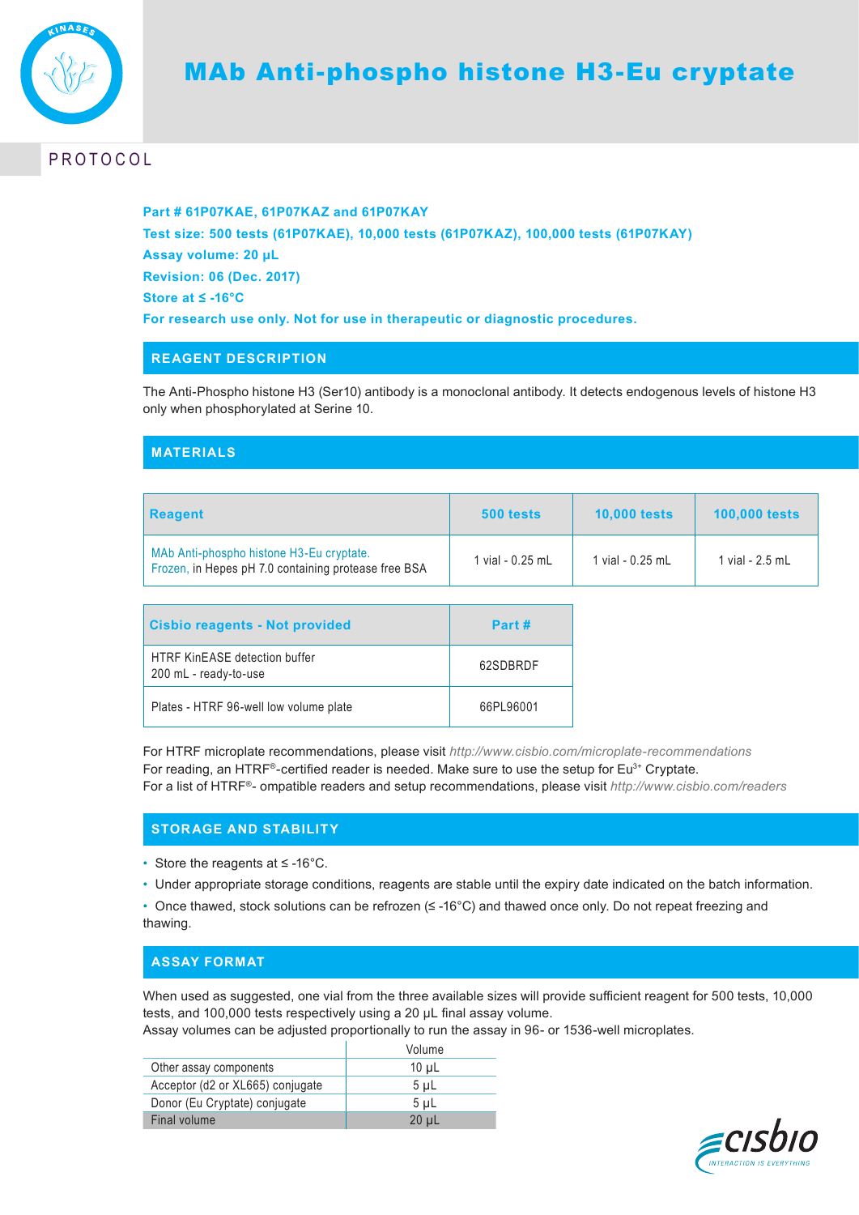# MAb Anti-phospho histone H3-Eu cryptate

PROTOCOL

**Part # 61P07KAE, 61P07KAZ and 61P07KAY**
**Test size: 500 tests (61P07KAE), 10,000 tests (61P07KAZ), 100,000 tests (61P07KAY)**
**Assay volume: 20 µL**
**Revision: 06 (Dec. 2017)**
**Store at ≤ -16°C**
**For research use only. Not for use in therapeutic or diagnostic procedures.**

## REAGENT DESCRIPTION

The Anti-Phospho histone H3 (Ser10) antibody is a monoclonal antibody. It detects endogenous levels of histone H3 only when phosphorylated at Serine 10.

## MATERIALS

| Reagent | 500 tests | 10,000 tests | 100,000 tests |
|---|---|---|---|
| MAb Anti-phospho histone H3-Eu cryptate. Frozen, in Hepes pH 7.0 containing protease free BSA | 1 vial - 0.25 mL | 1 vial - 0.25 mL | 1 vial - 2.5 mL |

| Cisbio reagents - Not provided | Part # |
|---|---|
| HTRF KinEASE detection buffer 200 mL - ready-to-use | 62SDBRDF |
| Plates - HTRF 96-well low volume plate | 66PL96001 |

For HTRF microplate recommendations, please visit *http://www.cisbio.com/microplate-recommendations*
For reading, an HTRF®-certified reader is needed. Make sure to use the setup for $Eu^{3+}$ Cryptate.
For a list of HTRF®- ompatible readers and setup recommendations, please visit *http://www.cisbio.com/readers*

## STORAGE AND STABILITY

- Store the reagents at ≤ -16°C.
- Under appropriate storage conditions, reagents are stable until the expiry date indicated on the batch information.
- Once thawed, stock solutions can be refrozen (≤ -16°C) and thawed once only. Do not repeat freezing and thawing.

## ASSAY FORMAT

When used as suggested, one vial from the three available sizes will provide sufficient reagent for 500 tests, 10,000 tests, and 100,000 tests respectively using a 20 µL final assay volume.
Assay volumes can be adjusted proportionally to run the assay in 96- or 1536-well microplates.

| | Volume |
|---|---|
| Other assay components | 10 µL |
| Acceptor (d2 or XL665) conjugate | 5 µL |
| Donor (Eu Cryptate) conjugate | 5 µL |
| Final volume | 20 µL |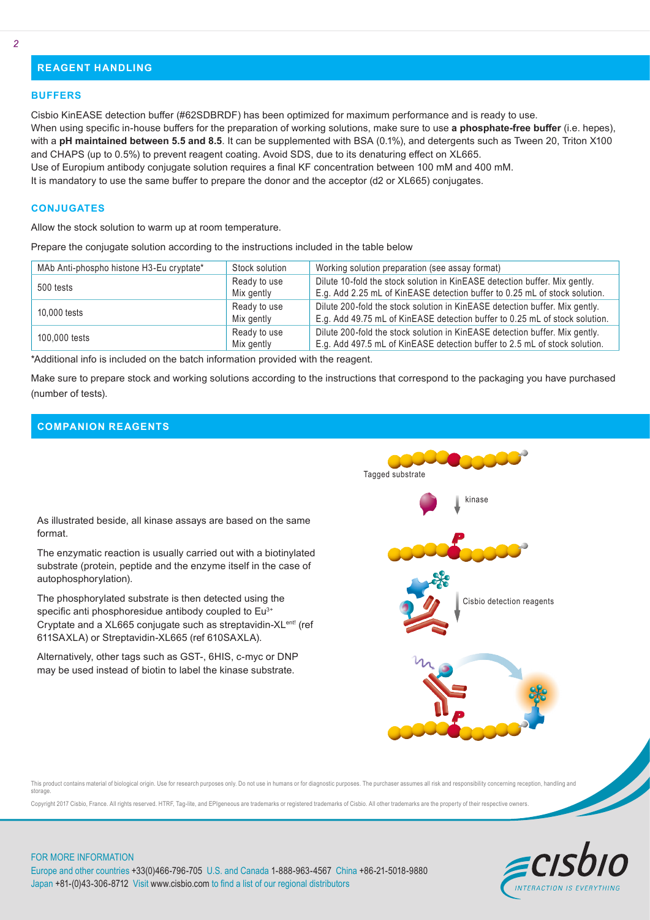## REAGENT HANDLING

### BUFFERS

Cisbio KinEASE detection buffer (#62SDBRDF) has been optimized for maximum performance and is ready to use.
When using specific in-house buffers for the preparation of working solutions, make sure to use **a phosphate-free buffer** (i.e. hepes), with a **pH maintained between 5.5 and 8.5**. It can be supplemented with BSA (0.1%), and detergents such as Tween 20, Triton X100 and CHAPS (up to 0.5%) to prevent reagent coating. Avoid SDS, due to its denaturing effect on XL665.
Use of Europium antibody conjugate solution requires a final KF concentration between 100 mM and 400 mM.
It is mandatory to use the same buffer to prepare the donor and the acceptor (d2 or XL665) conjugates.

### CONJUGATES

Allow the stock solution to warm up at room temperature.

Prepare the conjugate solution according to the instructions included in the table below

| MAb Anti-phospho histone H3-Eu cryptate* | Stock solution | Working solution preparation (see assay format) |
|---|---|---|
| 500 tests | Ready to use<br>Mix gently | Dilute 10-fold the stock solution in KinEASE detection buffer. Mix gently.<br>E.g. Add 2.25 mL of KinEASE detection buffer to 0.25 mL of stock solution. |
| 10,000 tests | Ready to use<br>Mix gently | Dilute 200-fold the stock solution in KinEASE detection buffer. Mix gently.<br>E.g. Add 49.75 mL of KinEASE detection buffer to 0.25 mL of stock solution. |
| 100,000 tests | Ready to use<br>Mix gently | Dilute 200-fold the stock solution in KinEASE detection buffer. Mix gently.<br>E.g. Add 497.5 mL of KinEASE detection buffer to 2.5 mL of stock solution. |

*Additional info is included on the batch information provided with the reagent.

Make sure to prepare stock and working solutions according to the instructions that correspond to the packaging you have purchased (number of tests).

## COMPANION REAGENTS

As illustrated beside, all kinase assays are based on the same format.

The enzymatic reaction is usually carried out with a biotinylated substrate (protein, peptide and the enzyme itself in the case of autophosphorylation).

The phosphorylated substrate is then detected using the specific anti phosphoresidue antibody coupled to $Eu^{3+}$ Cryptate and a XL665 conjugate such as streptavidin-XL[ent!] (ref 611SAXLA) or Streptavidin-XL665 (ref 610SAXLA).

Alternatively, other tags such as GST-, 6HIS, c-myc or DNP may be used instead of biotin to label the kinase substrate.

Tagged substrate

kinase

Cisbio detection reagents

This product contains material of biological origin. Use for research purposes only. Do not use in humans or for diagnostic purposes. The purchaser assumes all risk and responsibility concerning reception, handling and storage.

Copyright 2017 Cisbio, France. All rights reserved. HTRF, Tag-lite, and EPIgeneous are trademarks or registered trademarks of Cisbio. All other trademarks are the property of their respective owners.

FOR MORE INFORMATION
Europe and other countries +33(0)466-796-705 U.S. and Canada 1-888-963-4567 China +86-21-5018-9880
Japan +81-(0)43-306-8712 Visit www.cisbio.com to find a list of our regional distributors

cisbio
INTERACTION IS EVERYTHING